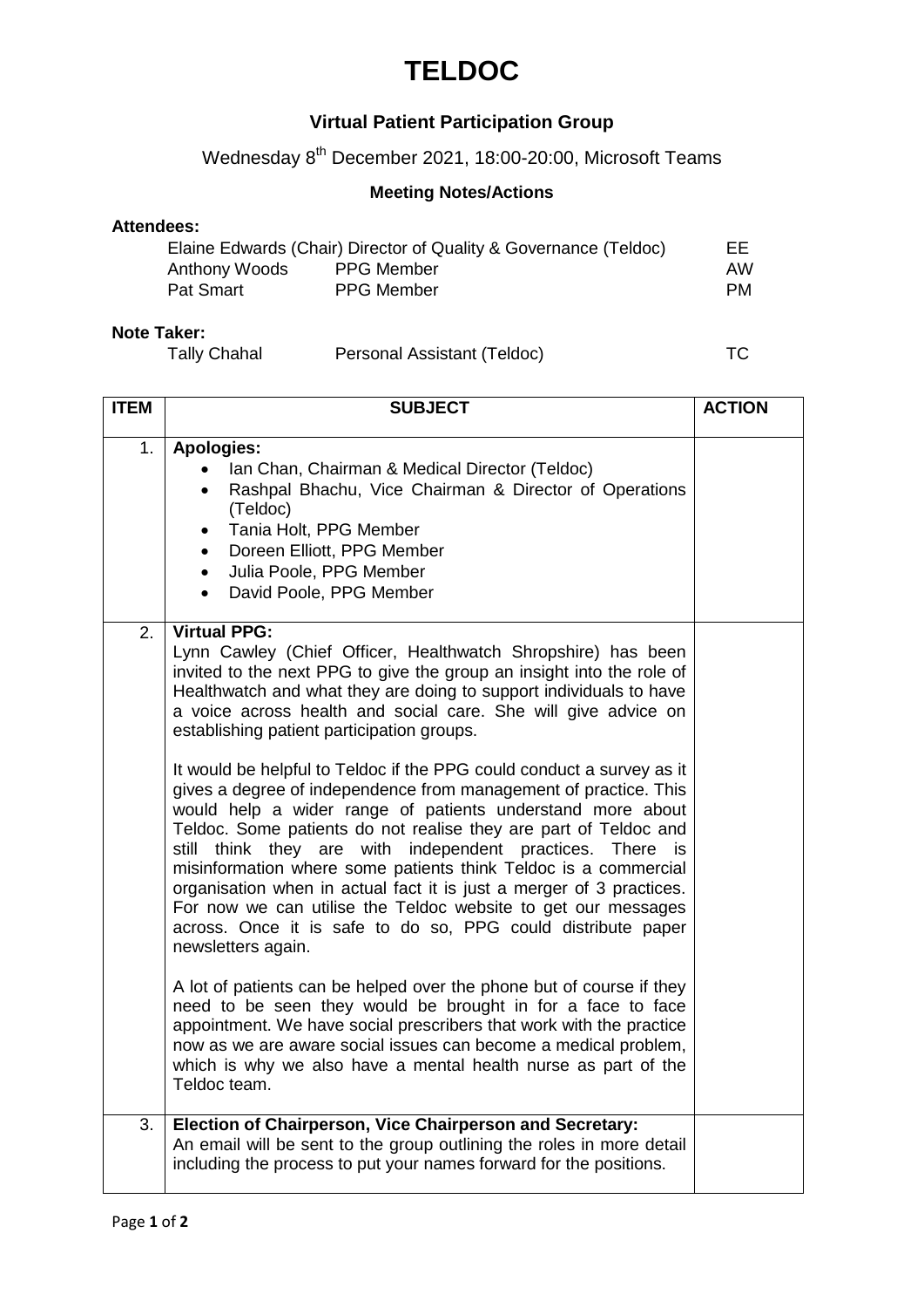# TELDOC

## Virtual Patient Participation Group

Wednesday 8th December 2021, 18:00-20:00, Microsoft Teams

### Meeting Notes/Actions

**Attendees:**

| | | |
|---|---|---|
| Elaine Edwards (Chair) Director of Quality & Governance (Teldoc) | | EE |
| Anthony Woods | PPG Member | AW |
| Pat Smart | PPG Member | PM |

**Note Taker:**

| | | |
|---|---|---|
| Tally Chahal | Personal Assistant (Teldoc) | TC |

| ITEM | SUBJECT | ACTION |
|---|---|---|
| 1. | **Apologies:**<br>• Ian Chan, Chairman & Medical Director (Teldoc)<br>• Rashpal Bhachu, Vice Chairman & Director of Operations (Teldoc)<br>• Tania Holt, PPG Member<br>• Doreen Elliott, PPG Member<br>• Julia Poole, PPG Member<br>• David Poole, PPG Member | |
| 2. | **Virtual PPG:**<br>Lynn Cawley (Chief Officer, Healthwatch Shropshire) has been invited to the next PPG to give the group an insight into the role of Healthwatch and what they are doing to support individuals to have a voice across health and social care. She will give advice on establishing patient participation groups.<br><br>It would be helpful to Teldoc if the PPG could conduct a survey as it gives a degree of independence from management of practice. This would help a wider range of patients understand more about Teldoc. Some patients do not realise they are part of Teldoc and still think they are with independent practices. There is misinformation where some patients think Teldoc is a commercial organisation when in actual fact it is just a merger of 3 practices. For now we can utilise the Teldoc website to get our messages across. Once it is safe to do so, PPG could distribute paper newsletters again.<br><br>A lot of patients can be helped over the phone but of course if they need to be seen they would be brought in for a face to face appointment. We have social prescribers that work with the practice now as we are aware social issues can become a medical problem, which is why we also have a mental health nurse as part of the Teldoc team. | |
| 3. | **Election of Chairperson, Vice Chairperson and Secretary:**<br>An email will be sent to the group outlining the roles in more detail including the process to put your names forward for the positions. | |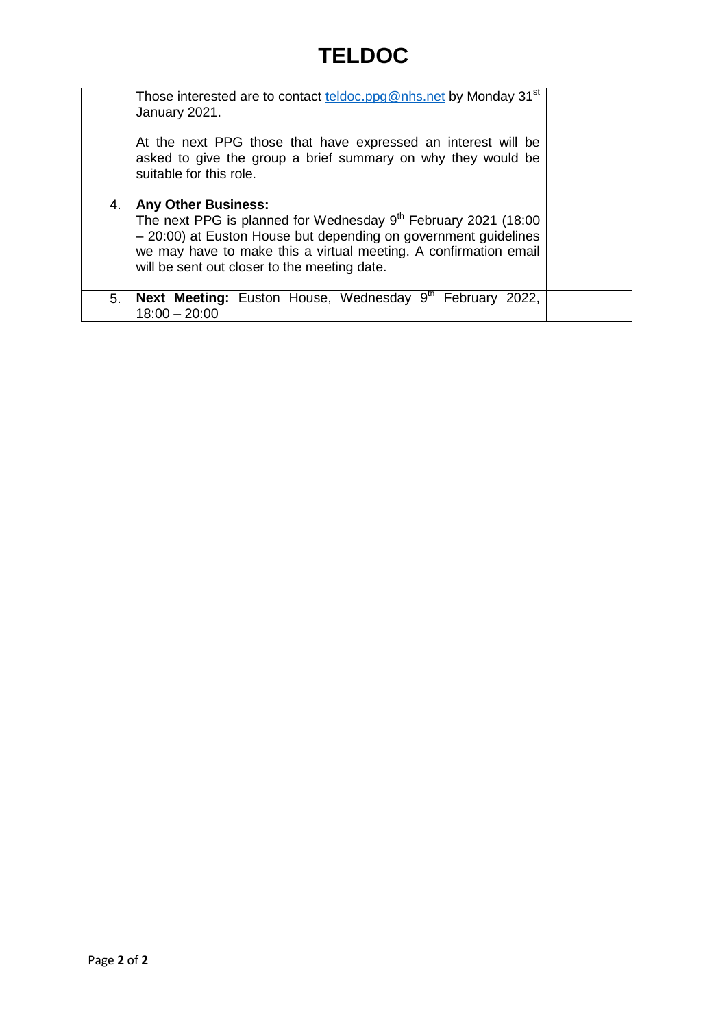# TELDOC

| | | |
|---|---|---|
| | Those interested are to contact teldoc.ppg@nhs.net by Monday 31st January 2021.<br><br>At the next PPG those that have expressed an interest will be asked to give the group a brief summary on why they would be suitable for this role. | |
| 4. | **Any Other Business:**<br>The next PPG is planned for Wednesday 9th February 2021 (18:00 – 20:00) at Euston House but depending on government guidelines we may have to make this a virtual meeting. A confirmation email will be sent out closer to the meeting date. | |
| 5. | **Next Meeting:** Euston House, Wednesday 9th February 2022, 18:00 – 20:00 | |